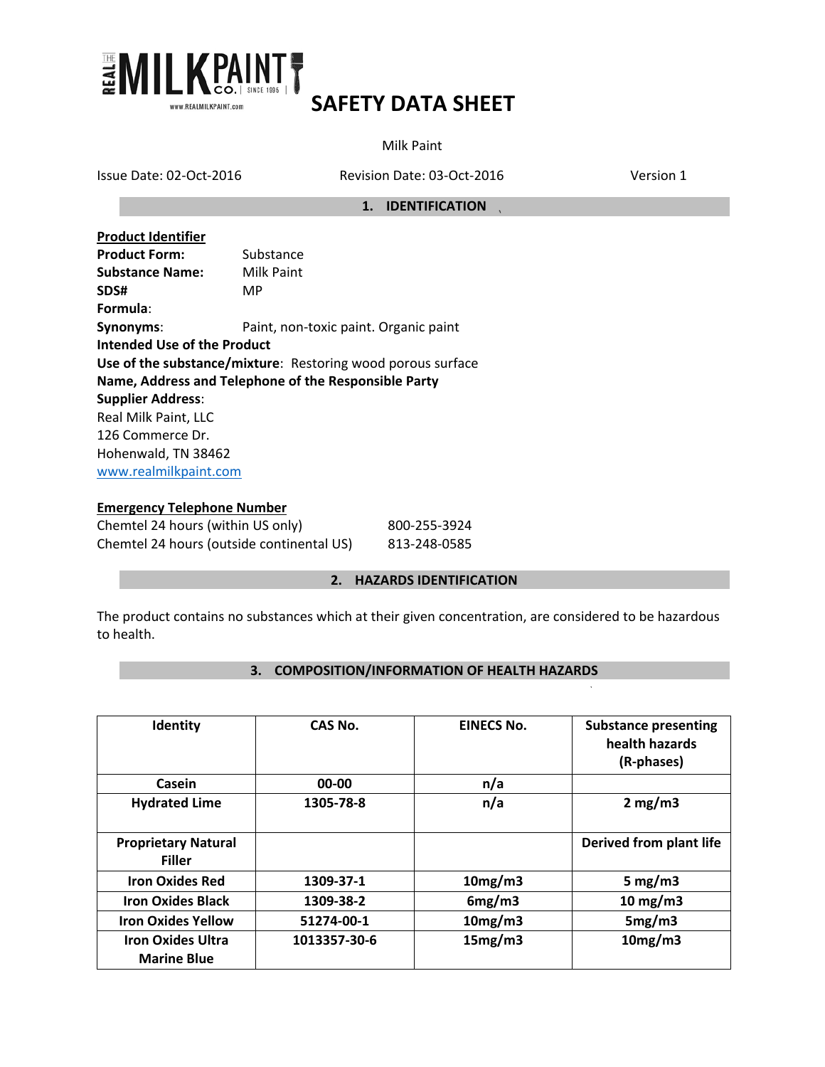THE REAL MILK PAINT CO. | SINCE 1995 |

www.REALMILKPAINT.com

# SAFETY DATA SHEET

Milk Paint

Issue Date: 02-Oct-2016 | Revision Date: 03-Oct-2016 | Version 1

## 1. IDENTIFICATION

**Product Identifier**

**Product Form:** Substance

**Substance Name:** Milk Paint

**SDS#** MP

**Formula**:

**Synonyms**: Paint, non-toxic paint. Organic paint

**Intended Use of the Product**

**Use of the substance/mixture**: Restoring wood porous surface

**Name, Address and Telephone of the Responsible Party**

**Supplier Address**:

Real Milk Paint, LLC
126 Commerce Dr.
Hohenwald, TN 38462
www.realmilkpaint.com

**Emergency Telephone Number**

Chemtel 24 hours (within US only) 800-255-3924

Chemtel 24 hours (outside continental US) 813-248-0585

## 2. HAZARDS IDENTIFICATION

The product contains no substances which at their given concentration, are considered to be hazardous to health.

## 3. COMPOSITION/INFORMATION OF HEALTH HAZARDS

| Identity | CAS No. | EINECS No. | Substance presenting health hazards (R-phases) |
|---|---|---|---|
| Casein | 00-00 | n/a | |
| Hydrated Lime | 1305-78-8 | n/a | 2 mg/m3 |
| Proprietary Natural Filler | | | Derived from plant life |
| Iron Oxides Red | 1309-37-1 | 10mg/m3 | 5 mg/m3 |
| Iron Oxides Black | 1309-38-2 | 6mg/m3 | 10 mg/m3 |
| Iron Oxides Yellow | 51274-00-1 | 10mg/m3 | 5mg/m3 |
| Iron Oxides Ultra Marine Blue | 1013357-30-6 | 15mg/m3 | 10mg/m3 |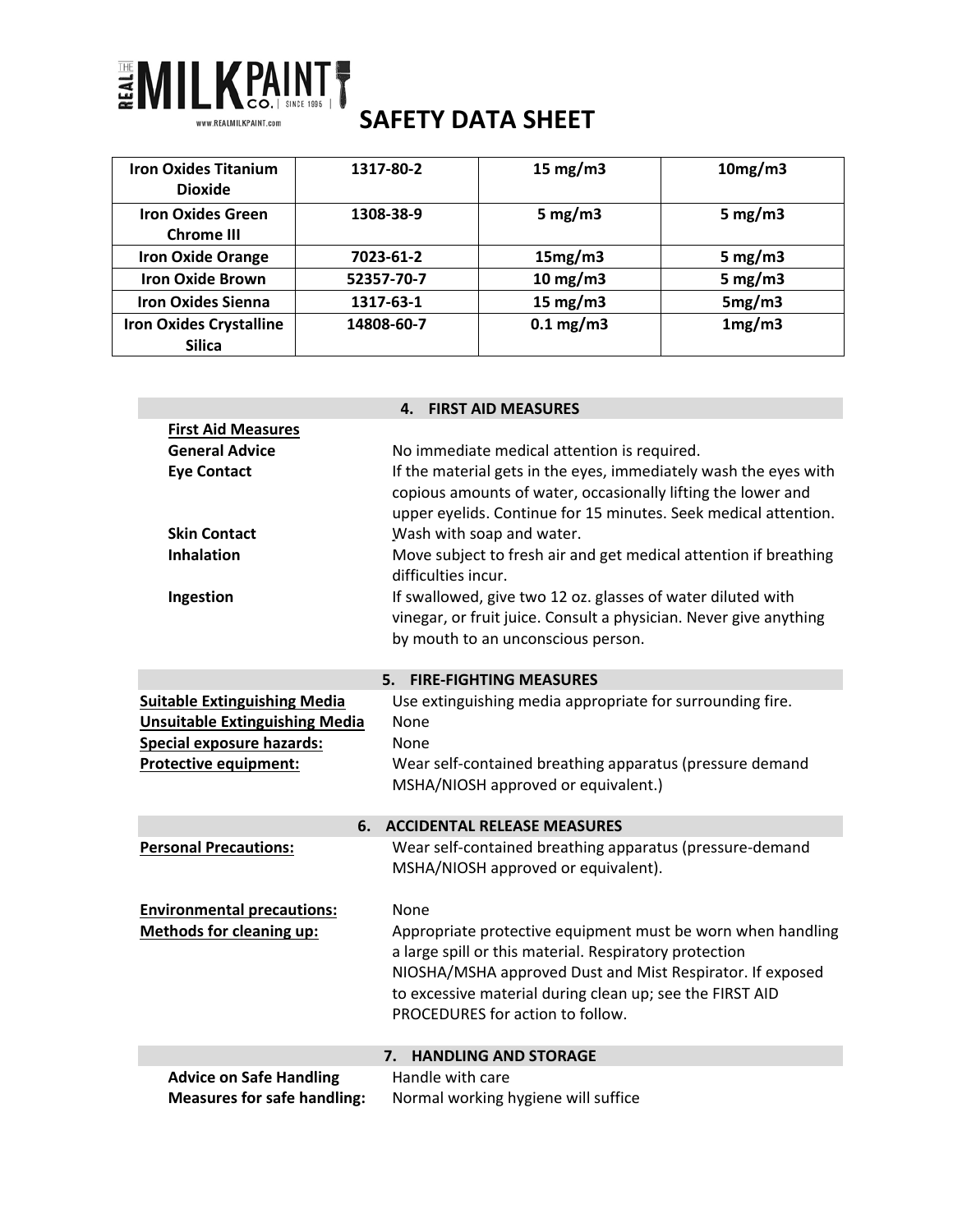| Iron Oxides Titanium Dioxide | 1317-80-2 | 15 mg/m3 | 10mg/m3 |
|---|---|---|---|
| Iron Oxides Green Chrome III | 1308-38-9 | 5 mg/m3 | 5 mg/m3 |
| Iron Oxide Orange | 7023-61-2 | 15mg/m3 | 5 mg/m3 |
| Iron Oxide Brown | 52357-70-7 | 10 mg/m3 | 5 mg/m3 |
| Iron Oxides Sienna | 1317-63-1 | 15 mg/m3 | 5mg/m3 |
| Iron Oxides Crystalline Silica | 14808-60-7 | 0.1 mg/m3 | 1mg/m3 |

## 4. FIRST AID MEASURES

**First Aid Measures**

**General Advice** No immediate medical attention is required.

**Eye Contact** If the material gets in the eyes, immediately wash the eyes with copious amounts of water, occasionally lifting the lower and upper eyelids. Continue for 15 minutes. Seek medical attention.

**Skin Contact** Wash with soap and water.

**Inhalation** Move subject to fresh air and get medical attention if breathing difficulties incur.

**Ingestion** If swallowed, give two 12 oz. glasses of water diluted with vinegar, or fruit juice. Consult a physician. Never give anything by mouth to an unconscious person.

## 5. FIRE-FIGHTING MEASURES

**Suitable Extinguishing Media** Use extinguishing media appropriate for surrounding fire.

**Unsuitable Extinguishing Media** None

**Special exposure hazards:** None

**Protective equipment:** Wear self-contained breathing apparatus (pressure demand MSHA/NIOSH approved or equivalent.)

## 6. ACCIDENTAL RELEASE MEASURES

**Personal Precautions:** Wear self-contained breathing apparatus (pressure-demand MSHA/NIOSH approved or equivalent).

**Environmental precautions:** None

**Methods for cleaning up:** Appropriate protective equipment must be worn when handling a large spill or this material. Respiratory protection NIOSHA/MSHA approved Dust and Mist Respirator. If exposed to excessive material during clean up; see the FIRST AID PROCEDURES for action to follow.

## 7. HANDLING AND STORAGE

**Advice on Safe Handling** Handle with care

**Measures for safe handling:** Normal working hygiene will suffice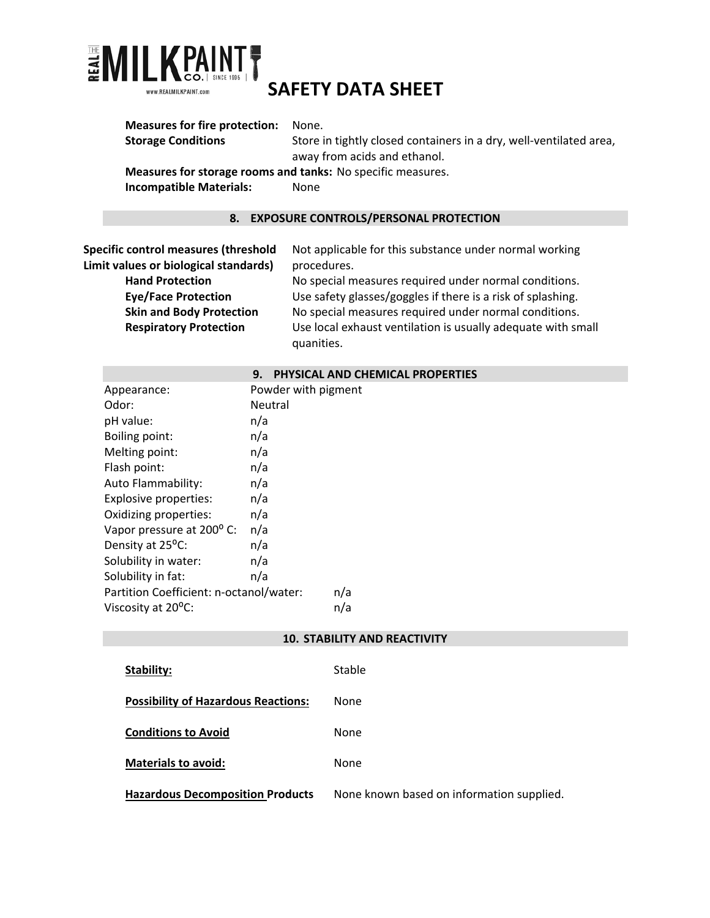**Measures for fire protection:** None.

**Storage Conditions** Store in tightly closed containers in a dry, well-ventilated area, away from acids and ethanol.

**Measures for storage rooms and tanks:** No specific measures.

**Incompatible Materials:** None

## 8. EXPOSURE CONTROLS/PERSONAL PROTECTION

| | |
|---|---|
| **Specific control measures (threshold Limit values or biological standards)** | Not applicable for this substance under normal working procedures. |
| **Hand Protection** | No special measures required under normal conditions. |
| **Eye/Face Protection** | Use safety glasses/goggles if there is a risk of splashing. |
| **Skin and Body Protection** | No special measures required under normal conditions. |
| **Respiratory Protection** | Use local exhaust ventilation is usually adequate with small quanities. |

## 9. PHYSICAL AND CHEMICAL PROPERTIES

| | |
|---|---|
| Appearance: | Powder with pigment |
| Odor: | Neutral |
| pH value: | n/a |
| Boiling point: | n/a |
| Melting point: | n/a |
| Flash point: | n/a |
| Auto Flammability: | n/a |
| Explosive properties: | n/a |
| Oxidizing properties: | n/a |
| Vapor pressure at 200° C: | n/a |
| Density at 25°C: | n/a |
| Solubility in water: | n/a |
| Solubility in fat: | n/a |
| Partition Coefficient: n-octanol/water: | n/a |
| Viscosity at 20°C: | n/a |

## 10. STABILITY AND REACTIVITY

| | |
|---|---|
| **Stability:** | Stable |
| **Possibility of Hazardous Reactions:** | None |
| **Conditions to Avoid** | None |
| **Materials to avoid:** | None |
| **Hazardous Decomposition Products** | None known based on information supplied. |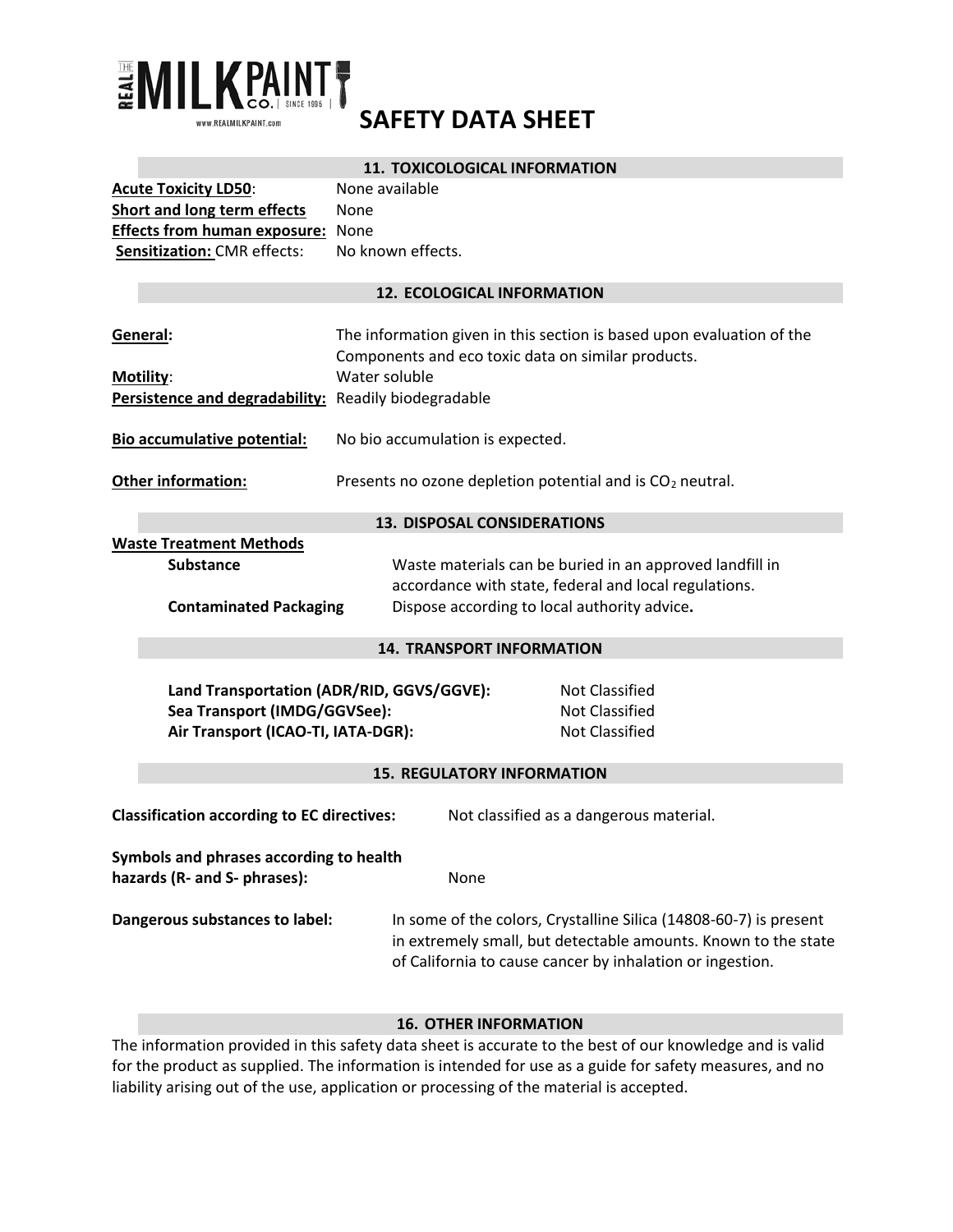# SAFETY DATA SHEET

## 11. TOXICOLOGICAL INFORMATION

**Acute Toxicity LD50**: None available

**Short and long term effects** None

**Effects from human exposure:** None

**Sensitization:** CMR effects: No known effects.

## 12. ECOLOGICAL INFORMATION

**General:** The information given in this section is based upon evaluation of the Components and eco toxic data on similar products.

**Motility**: Water soluble

**Persistence and degradability:** Readily biodegradable

**Bio accumulative potential:** No bio accumulation is expected.

**Other information:** Presents no ozone depletion potential and is $CO_2$ neutral.

## 13. DISPOSAL CONSIDERATIONS

**Waste Treatment Methods**

**Substance** Waste materials can be buried in an approved landfill in accordance with state, federal and local regulations.

**Contaminated Packaging** Dispose according to local authority advice**.**

## 14. TRANSPORT INFORMATION

| | |
|---|---|
| **Land Transportation (ADR/RID, GGVS/GGVE):** | Not Classified |
| **Sea Transport (IMDG/GGVSee):** | Not Classified |
| **Air Transport (ICAO-TI, IATA-DGR):** | Not Classified |

## 15. REGULATORY INFORMATION

**Classification according to EC directives:** Not classified as a dangerous material.

**Symbols and phrases according to health hazards (R- and S- phrases):** None

**Dangerous substances to label:** In some of the colors, Crystalline Silica (14808-60-7) is present in extremely small, but detectable amounts. Known to the state of California to cause cancer by inhalation or ingestion.

## 16. OTHER INFORMATION

The information provided in this safety data sheet is accurate to the best of our knowledge and is valid for the product as supplied. The information is intended for use as a guide for safety measures, and no liability arising out of the use, application or processing of the material is accepted.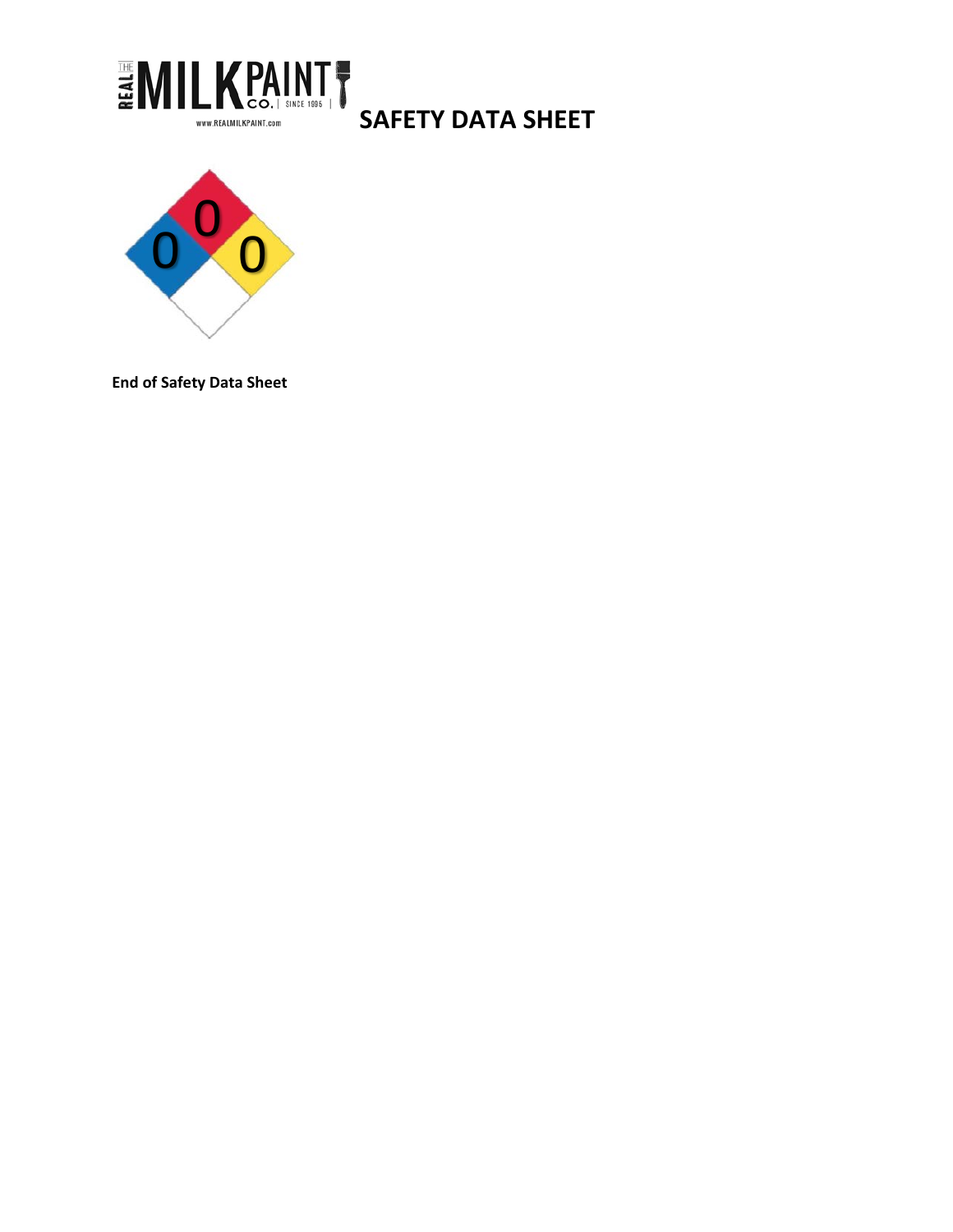# SAFETY DATA SHEET

0
0
0

**End of Safety Data Sheet**